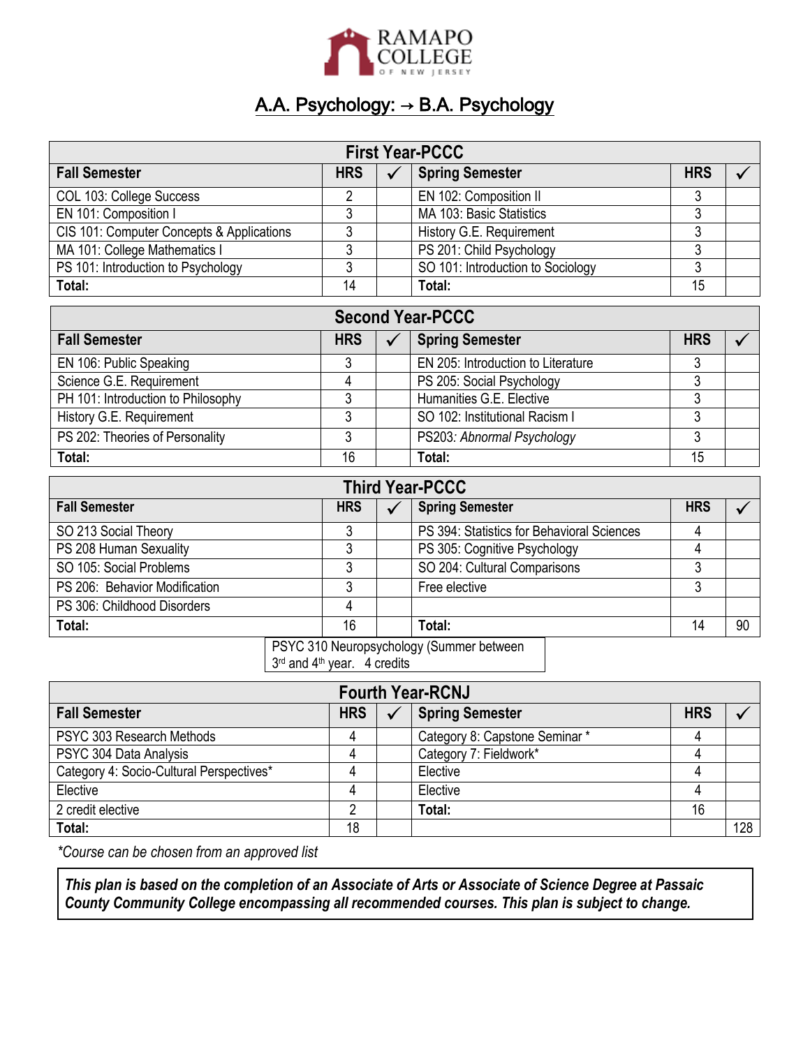# RAMAPO COLLEGE OF NEW JERSEY

## A.A. Psychology: → B.A. Psychology

| First Year-PCCC | | | | | |
|---|---|---|---|---|---|
| **Fall Semester** | **HRS** | **✓** | **Spring Semester** | **HRS** | **✓** |
| COL 103: College Success | 2 | | EN 102: Composition II | 3 | |
| EN 101: Composition I | 3 | | MA 103: Basic Statistics | 3 | |
| CIS 101: Computer Concepts & Applications | 3 | | History G.E. Requirement | 3 | |
| MA 101: College Mathematics I | 3 | | PS 201: Child Psychology | 3 | |
| PS 101: Introduction to Psychology | 3 | | SO 101: Introduction to Sociology | 3 | |
| **Total:** | 14 | | **Total:** | 15 | |

| Second Year-PCCC | | | | | |
|---|---|---|---|---|---|
| **Fall Semester** | **HRS** | **✓** | **Spring Semester** | **HRS** | **✓** |
| EN 106: Public Speaking | 3 | | EN 205: Introduction to Literature | 3 | |
| Science G.E. Requirement | 4 | | PS 205: Social Psychology | 3 | |
| PH 101: Introduction to Philosophy | 3 | | Humanities G.E. Elective | 3 | |
| History G.E. Requirement | 3 | | SO 102: Institutional Racism I | 3 | |
| PS 202: Theories of Personality | 3 | | PS203: *Abnormal Psychology* | 3 | |
| **Total:** | 16 | | **Total:** | 15 | |

| Third Year-PCCC | | | | | |
|---|---|---|---|---|---|
| **Fall Semester** | **HRS** | **✓** | **Spring Semester** | **HRS** | **✓** |
| SO 213 Social Theory | 3 | | PS 394: Statistics for Behavioral Sciences | 4 | |
| PS 208 Human Sexuality | 3 | | PS 305: Cognitive Psychology | 4 | |
| SO 105: Social Problems | 3 | | SO 204: Cultural Comparisons | 3 | |
| PS 206: Behavior Modification | 3 | | Free elective | 3 | |
| PS 306: Childhood Disorders | 4 | | | | |
| **Total:** | 16 | | **Total:** | 14 | 90 |

PSYC 310 Neuropsychology (Summer between 3rd and 4th year. 4 credits

| Fourth Year-RCNJ | | | | | |
|---|---|---|---|---|---|
| **Fall Semester** | **HRS** | **✓** | **Spring Semester** | **HRS** | **✓** |
| PSYC 303 Research Methods | 4 | | Category 8: Capstone Seminar * | 4 | |
| PSYC 304 Data Analysis | 4 | | Category 7: Fieldwork* | 4 | |
| Category 4: Socio-Cultural Perspectives* | 4 | | Elective | 4 | |
| Elective | 4 | | Elective | 4 | |
| 2 credit elective | 2 | | **Total:** | 16 | |
| **Total:** | 18 | | | | 128 |

*\*Course can be chosen from an approved list*

***This plan is based on the completion of an Associate of Arts or Associate of Science Degree at Passaic County Community College encompassing all recommended courses. This plan is subject to change.***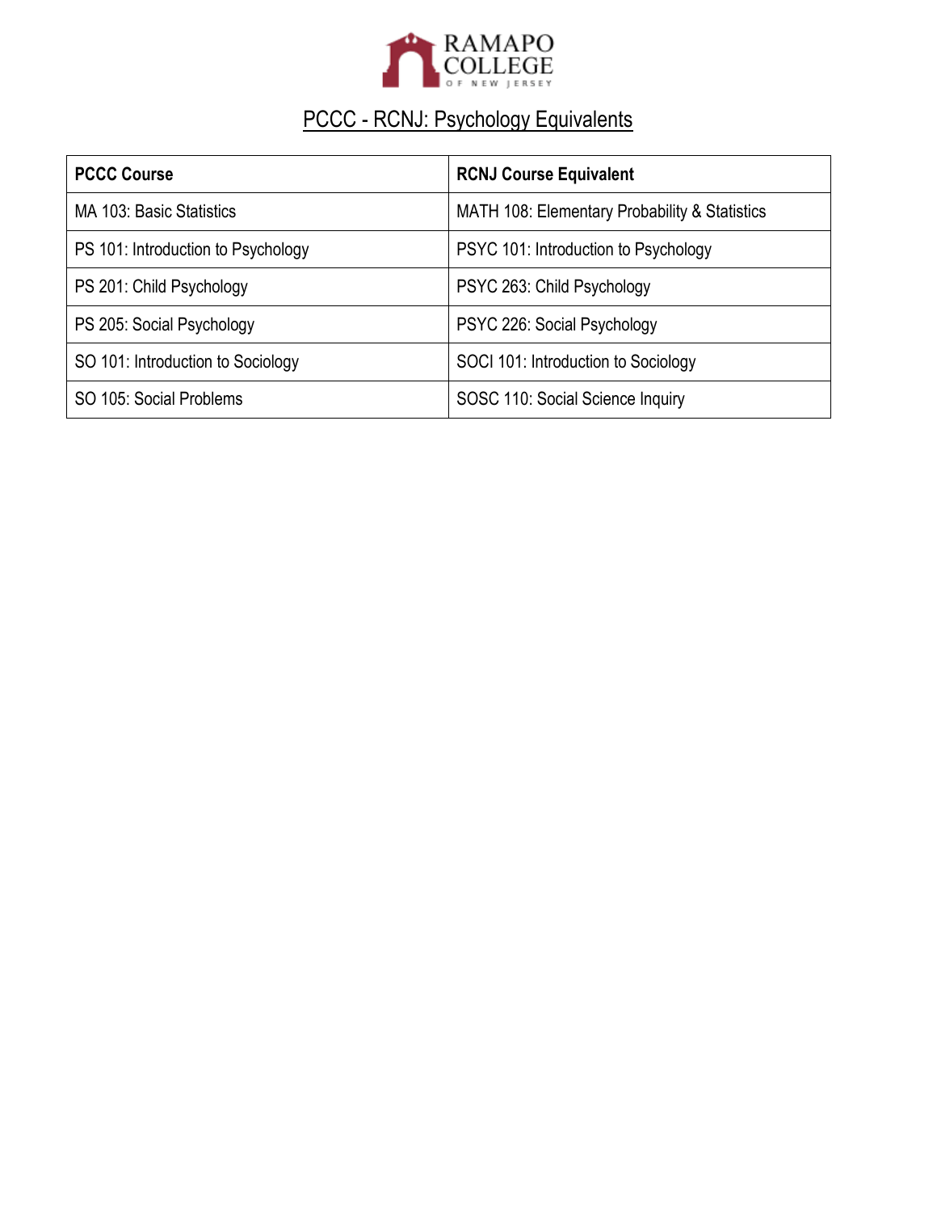RAMAPO COLLEGE OF NEW JERSEY

# PCCC - RCNJ: Psychology Equivalents

| PCCC Course | RCNJ Course Equivalent |
|---|---|
| MA 103: Basic Statistics | MATH 108: Elementary Probability & Statistics |
| PS 101: Introduction to Psychology | PSYC 101: Introduction to Psychology |
| PS 201: Child Psychology | PSYC 263: Child Psychology |
| PS 205: Social Psychology | PSYC 226: Social Psychology |
| SO 101: Introduction to Sociology | SOCI 101: Introduction to Sociology |
| SO 105: Social Problems | SOSC 110: Social Science Inquiry |